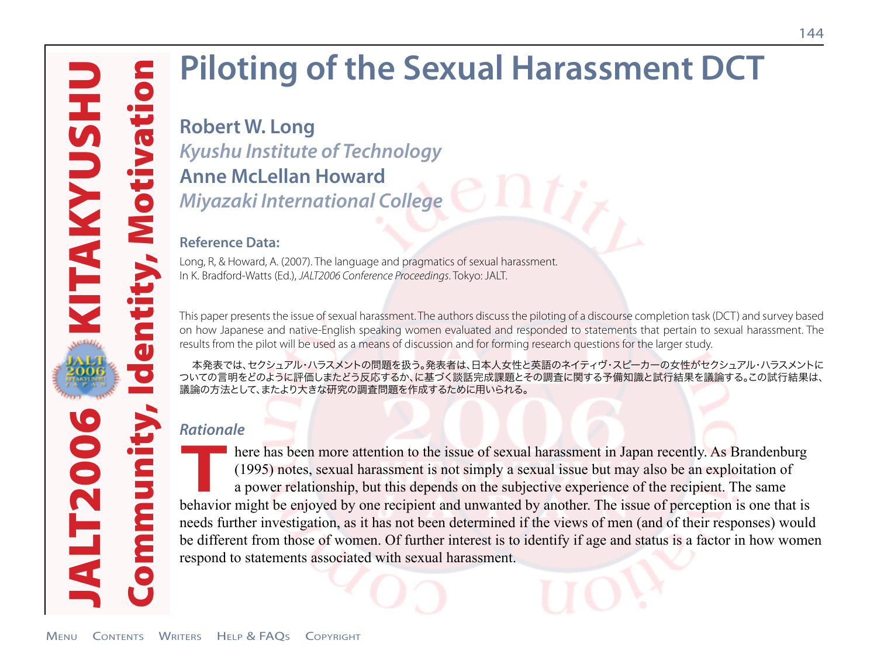# Piloting of the Sexual Harassment DCT

**Robert W. Long**
*Kyushu Institute of Technology*
**Anne McLellan Howard**
*Miyazaki International College*

### Reference Data:

Long, R, & Howard, A. (2007). The language and pragmatics of sexual harassment. In K. Bradford-Watts (Ed.), *JALT2006 Conference Proceedings*. Tokyo: JALT.

This paper presents the issue of sexual harassment. The authors discuss the piloting of a discourse completion task (DCT) and survey based on how Japanese and native-English speaking women evaluated and responded to statements that pertain to sexual harassment. The results from the pilot will be used as a means of discussion and for forming research questions for the larger study.

本発表では、セクシュアル・ハラスメントの問題を扱う。発表者は、日本人女性と英語のネイティヴ・スピーカーの女性がセクシュアル・ハラスメントについての言明をどのように評価しまたどう反応するか、に基づく談話完成課題とその調査に関する予備知識と試行結果を議論する。この試行結果は、議論の方法として、またより大きな研究の調査問題を作成するために用いられる。

### *Rationale*

There has been more attention to the issue of sexual harassment in Japan recently. As Brandenburg (1995) notes, sexual harassment is not simply a sexual issue but may also be an exploitation of a power relationship, but this depends on the subjective experience of the recipient. The same behavior might be enjoyed by one recipient and unwanted by another. The issue of perception is one that is needs further investigation, as it has not been determined if the views of men (and of their responses) would be different from those of women. Of further interest is to identify if age and status is a factor in how women respond to statements associated with sexual harassment.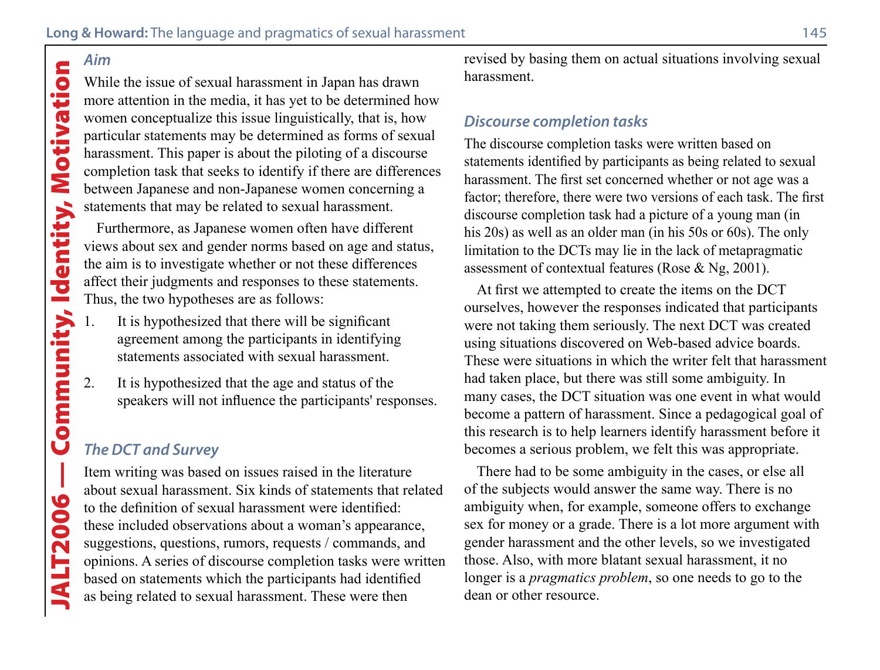### Aim

While the issue of sexual harassment in Japan has drawn more attention in the media, it has yet to be determined how women conceptualize this issue linguistically, that is, how particular statements may be determined as forms of sexual harassment. This paper is about the piloting of a discourse completion task that seeks to identify if there are differences between Japanese and non-Japanese women concerning a statements that may be related to sexual harassment.

Furthermore, as Japanese women often have different views about sex and gender norms based on age and status, the aim is to investigate whether or not these differences affect their judgments and responses to these statements. Thus, the two hypotheses are as follows:

1. It is hypothesized that there will be significant agreement among the participants in identifying statements associated with sexual harassment.
2. It is hypothesized that the age and status of the speakers will not influence the participants' responses.

### The DCT and Survey

Item writing was based on issues raised in the literature about sexual harassment. Six kinds of statements that related to the definition of sexual harassment were identified: these included observations about a woman's appearance, suggestions, questions, rumors, requests / commands, and opinions. A series of discourse completion tasks were written based on statements which the participants had identified as being related to sexual harassment. These were then revised by basing them on actual situations involving sexual harassment.

### Discourse completion tasks

The discourse completion tasks were written based on statements identified by participants as being related to sexual harassment. The first set concerned whether or not age was a factor; therefore, there were two versions of each task. The first discourse completion task had a picture of a young man (in his 20s) as well as an older man (in his 50s or 60s). The only limitation to the DCTs may lie in the lack of metapragmatic assessment of contextual features (Rose & Ng, 2001).

At first we attempted to create the items on the DCT ourselves, however the responses indicated that participants were not taking them seriously. The next DCT was created using situations discovered on Web-based advice boards. These were situations in which the writer felt that harassment had taken place, but there was still some ambiguity. In many cases, the DCT situation was one event in what would become a pattern of harassment. Since a pedagogical goal of this research is to help learners identify harassment before it becomes a serious problem, we felt this was appropriate.

There had to be some ambiguity in the cases, or else all of the subjects would answer the same way. There is no ambiguity when, for example, someone offers to exchange sex for money or a grade. There is a lot more argument with gender harassment and the other levels, so we investigated those. Also, with more blatant sexual harassment, it no longer is a *pragmatics problem*, so one needs to go to the dean or other resource.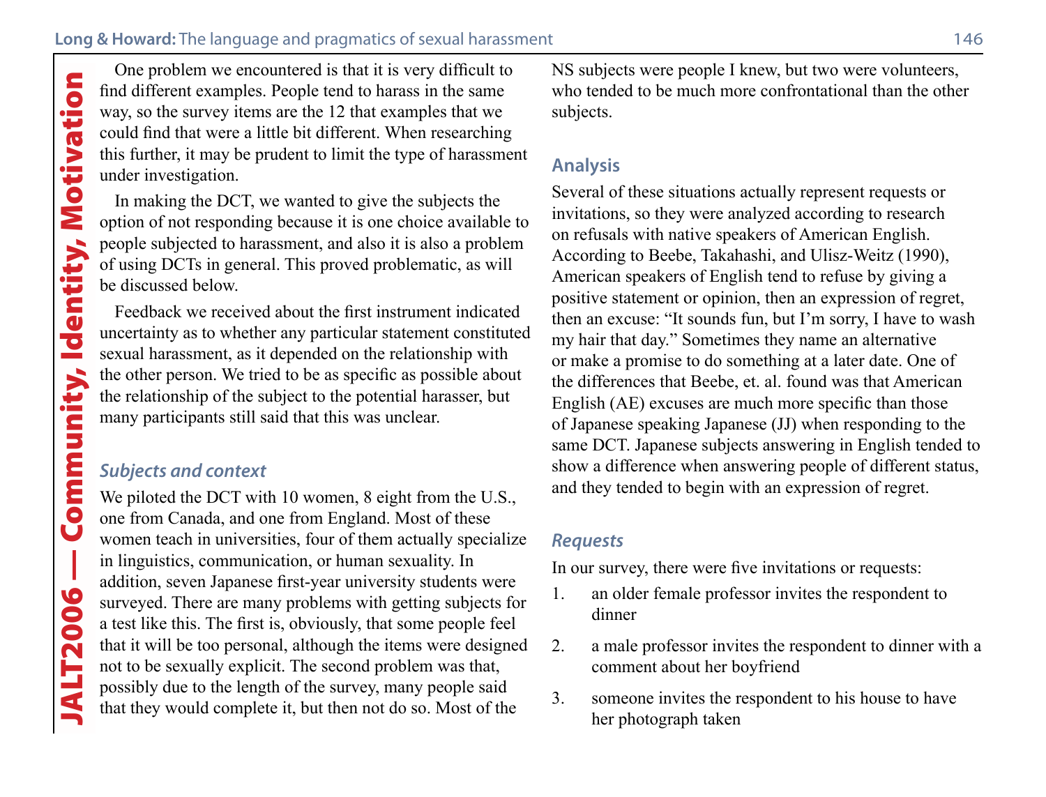One problem we encountered is that it is very difficult to find different examples. People tend to harass in the same way, so the survey items are the 12 that examples that we could find that were a little bit different. When researching this further, it may be prudent to limit the type of harassment under investigation.

In making the DCT, we wanted to give the subjects the option of not responding because it is one choice available to people subjected to harassment, and also it is also a problem of using DCTs in general. This proved problematic, as will be discussed below.

Feedback we received about the first instrument indicated uncertainty as to whether any particular statement constituted sexual harassment, as it depended on the relationship with the other person. We tried to be as specific as possible about the relationship of the subject to the potential harasser, but many participants still said that this was unclear.

### *Subjects and context*

We piloted the DCT with 10 women, 8 eight from the U.S., one from Canada, and one from England. Most of these women teach in universities, four of them actually specialize in linguistics, communication, or human sexuality. In addition, seven Japanese first-year university students were surveyed. There are many problems with getting subjects for a test like this. The first is, obviously, that some people feel that it will be too personal, although the items were designed not to be sexually explicit. The second problem was that, possibly due to the length of the survey, many people said that they would complete it, but then not do so. Most of the NS subjects were people I knew, but two were volunteers, who tended to be much more confrontational than the other subjects.

## Analysis

Several of these situations actually represent requests or invitations, so they were analyzed according to research on refusals with native speakers of American English. According to Beebe, Takahashi, and Ulisz-Weitz (1990), American speakers of English tend to refuse by giving a positive statement or opinion, then an expression of regret, then an excuse: "It sounds fun, but I'm sorry, I have to wash my hair that day." Sometimes they name an alternative or make a promise to do something at a later date. One of the differences that Beebe, et. al. found was that American English (AE) excuses are much more specific than those of Japanese speaking Japanese (JJ) when responding to the same DCT. Japanese subjects answering in English tended to show a difference when answering people of different status, and they tended to begin with an expression of regret.

### *Requests*

In our survey, there were five invitations or requests:

1. an older female professor invites the respondent to dinner
2. a male professor invites the respondent to dinner with a comment about her boyfriend
3. someone invites the respondent to his house to have her photograph taken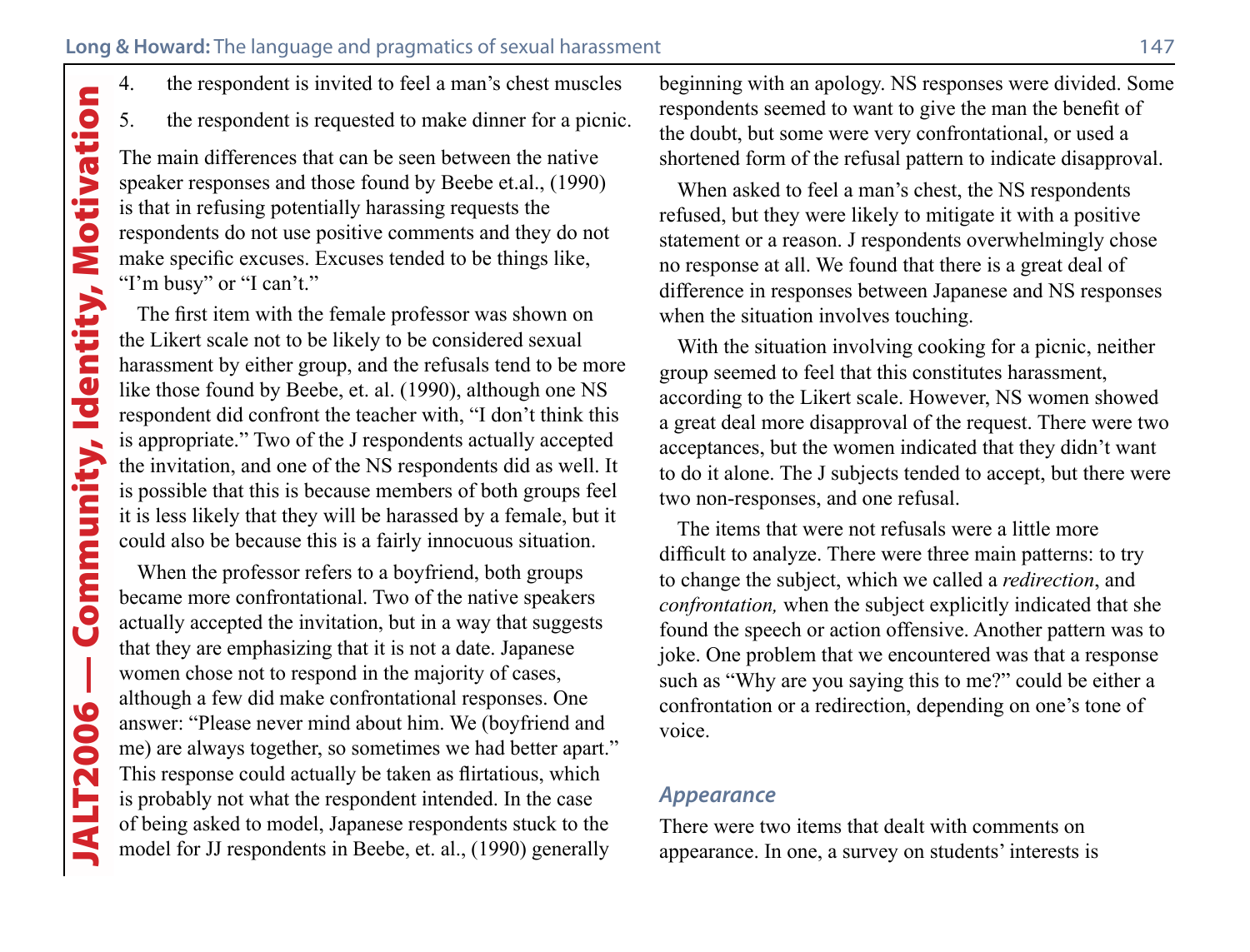4. the respondent is invited to feel a man's chest muscles
5. the respondent is requested to make dinner for a picnic.

The main differences that can be seen between the native speaker responses and those found by Beebe et.al., (1990) is that in refusing potentially harassing requests the respondents do not use positive comments and they do not make specific excuses. Excuses tended to be things like, "I'm busy" or "I can't."

The first item with the female professor was shown on the Likert scale not to be likely to be considered sexual harassment by either group, and the refusals tend to be more like those found by Beebe, et. al. (1990), although one NS respondent did confront the teacher with, "I don't think this is appropriate." Two of the J respondents actually accepted the invitation, and one of the NS respondents did as well. It is possible that this is because members of both groups feel it is less likely that they will be harassed by a female, but it could also be because this is a fairly innocuous situation.

When the professor refers to a boyfriend, both groups became more confrontational. Two of the native speakers actually accepted the invitation, but in a way that suggests that they are emphasizing that it is not a date. Japanese women chose not to respond in the majority of cases, although a few did make confrontational responses. One answer: "Please never mind about him. We (boyfriend and me) are always together, so sometimes we had better apart." This response could actually be taken as flirtatious, which is probably not what the respondent intended. In the case of being asked to model, Japanese respondents stuck to the model for JJ respondents in Beebe, et. al., (1990) generally beginning with an apology. NS responses were divided. Some respondents seemed to want to give the man the benefit of the doubt, but some were very confrontational, or used a shortened form of the refusal pattern to indicate disapproval.

When asked to feel a man's chest, the NS respondents refused, but they were likely to mitigate it with a positive statement or a reason. J respondents overwhelmingly chose no response at all. We found that there is a great deal of difference in responses between Japanese and NS responses when the situation involves touching.

With the situation involving cooking for a picnic, neither group seemed to feel that this constitutes harassment, according to the Likert scale. However, NS women showed a great deal more disapproval of the request. There were two acceptances, but the women indicated that they didn't want to do it alone. The J subjects tended to accept, but there were two non-responses, and one refusal.

The items that were not refusals were a little more difficult to analyze. There were three main patterns: to try to change the subject, which we called a *redirection*, and *confrontation,* when the subject explicitly indicated that she found the speech or action offensive. Another pattern was to joke. One problem that we encountered was that a response such as "Why are you saying this to me?" could be either a confrontation or a redirection, depending on one's tone of voice.

### *Appearance*

There were two items that dealt with comments on appearance. In one, a survey on students' interests is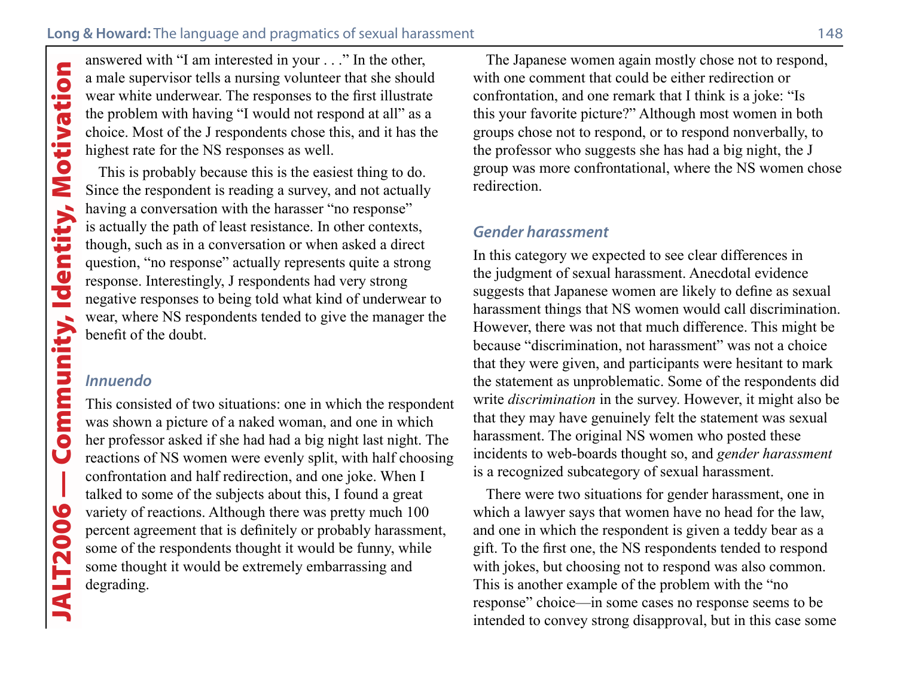answered with "I am interested in your . . ." In the other, a male supervisor tells a nursing volunteer that she should wear white underwear. The responses to the first illustrate the problem with having "I would not respond at all" as a choice. Most of the J respondents chose this, and it has the highest rate for the NS responses as well.

This is probably because this is the easiest thing to do. Since the respondent is reading a survey, and not actually having a conversation with the harasser "no response" is actually the path of least resistance. In other contexts, though, such as in a conversation or when asked a direct question, "no response" actually represents quite a strong response. Interestingly, J respondents had very strong negative responses to being told what kind of underwear to wear, where NS respondents tended to give the manager the benefit of the doubt.

### *Innuendo*

This consisted of two situations: one in which the respondent was shown a picture of a naked woman, and one in which her professor asked if she had had a big night last night. The reactions of NS women were evenly split, with half choosing confrontation and half redirection, and one joke. When I talked to some of the subjects about this, I found a great variety of reactions. Although there was pretty much 100 percent agreement that is definitely or probably harassment, some of the respondents thought it would be funny, while some thought it would be extremely embarrassing and degrading.

The Japanese women again mostly chose not to respond, with one comment that could be either redirection or confrontation, and one remark that I think is a joke: "Is this your favorite picture?" Although most women in both groups chose not to respond, or to respond nonverbally, to the professor who suggests she has had a big night, the J group was more confrontational, where the NS women chose redirection.

### *Gender harassment*

In this category we expected to see clear differences in the judgment of sexual harassment. Anecdotal evidence suggests that Japanese women are likely to define as sexual harassment things that NS women would call discrimination. However, there was not that much difference. This might be because "discrimination, not harassment" was not a choice that they were given, and participants were hesitant to mark the statement as unproblematic. Some of the respondents did write *discrimination* in the survey. However, it might also be that they may have genuinely felt the statement was sexual harassment. The original NS women who posted these incidents to web-boards thought so, and *gender harassment* is a recognized subcategory of sexual harassment.

There were two situations for gender harassment, one in which a lawyer says that women have no head for the law, and one in which the respondent is given a teddy bear as a gift. To the first one, the NS respondents tended to respond with jokes, but choosing not to respond was also common. This is another example of the problem with the "no response" choice—in some cases no response seems to be intended to convey strong disapproval, but in this case some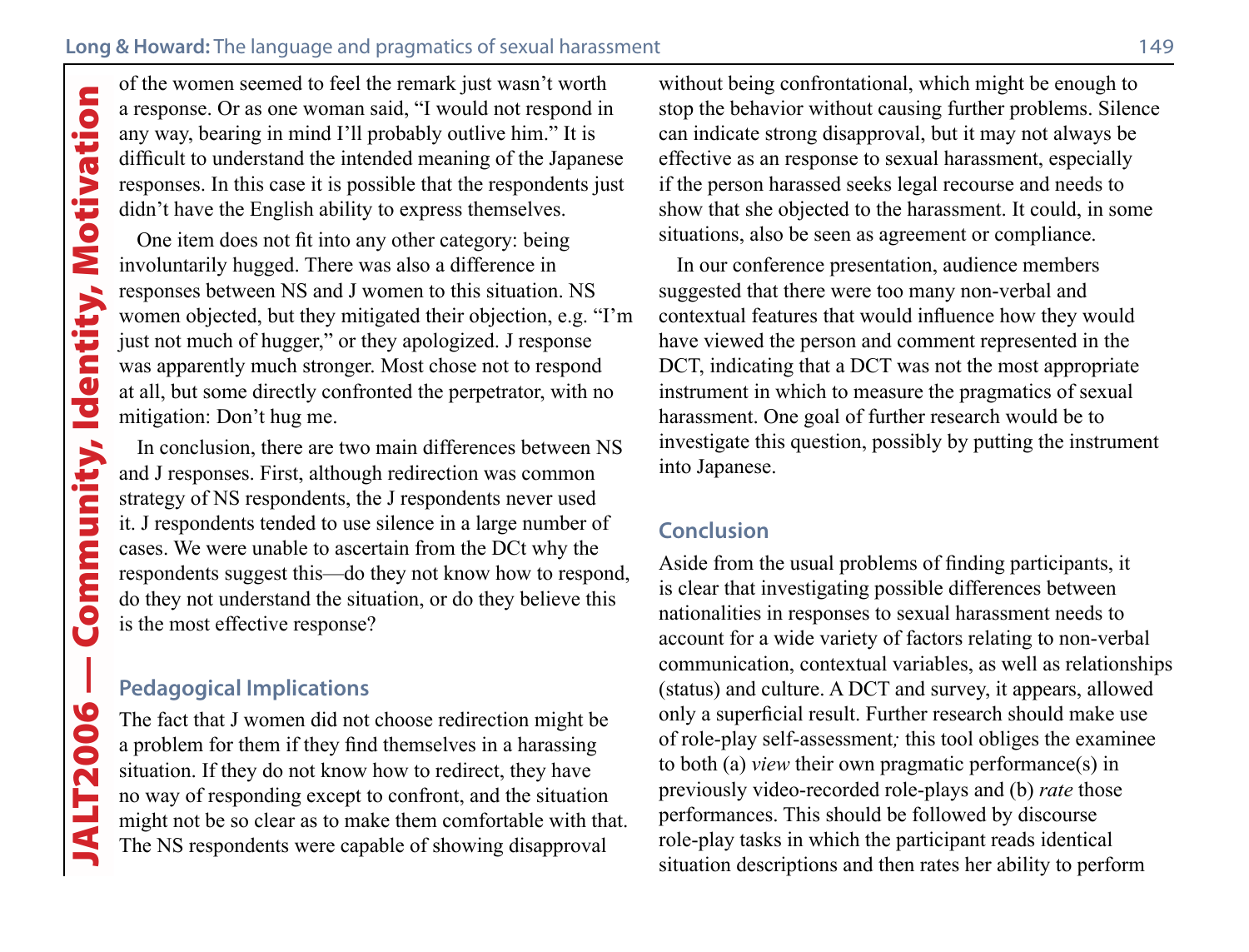of the women seemed to feel the remark just wasn't worth a response. Or as one woman said, "I would not respond in any way, bearing in mind I'll probably outlive him." It is difficult to understand the intended meaning of the Japanese responses. In this case it is possible that the respondents just didn't have the English ability to express themselves.

One item does not fit into any other category: being involuntarily hugged. There was also a difference in responses between NS and J women to this situation. NS women objected, but they mitigated their objection, e.g. "I'm just not much of hugger," or they apologized. J response was apparently much stronger. Most chose not to respond at all, but some directly confronted the perpetrator, with no mitigation: Don't hug me.

In conclusion, there are two main differences between NS and J responses. First, although redirection was common strategy of NS respondents, the J respondents never used it. J respondents tended to use silence in a large number of cases. We were unable to ascertain from the DCt why the respondents suggest this—do they not know how to respond, do they not understand the situation, or do they believe this is the most effective response?

## Pedagogical Implications

The fact that J women did not choose redirection might be a problem for them if they find themselves in a harassing situation. If they do not know how to redirect, they have no way of responding except to confront, and the situation might not be so clear as to make them comfortable with that. The NS respondents were capable of showing disapproval without being confrontational, which might be enough to stop the behavior without causing further problems. Silence can indicate strong disapproval, but it may not always be effective as an response to sexual harassment, especially if the person harassed seeks legal recourse and needs to show that she objected to the harassment. It could, in some situations, also be seen as agreement or compliance.

In our conference presentation, audience members suggested that there were too many non-verbal and contextual features that would influence how they would have viewed the person and comment represented in the DCT, indicating that a DCT was not the most appropriate instrument in which to measure the pragmatics of sexual harassment. One goal of further research would be to investigate this question, possibly by putting the instrument into Japanese.

## Conclusion

Aside from the usual problems of finding participants, it is clear that investigating possible differences between nationalities in responses to sexual harassment needs to account for a wide variety of factors relating to non-verbal communication, contextual variables, as well as relationships (status) and culture. A DCT and survey, it appears, allowed only a superficial result. Further research should make use of role-play self-assessment*;* this tool obliges the examinee to both (a) *view* their own pragmatic performance(s) in previously video-recorded role-plays and (b) *rate* those performances. This should be followed by discourse role-play tasks in which the participant reads identical situation descriptions and then rates her ability to perform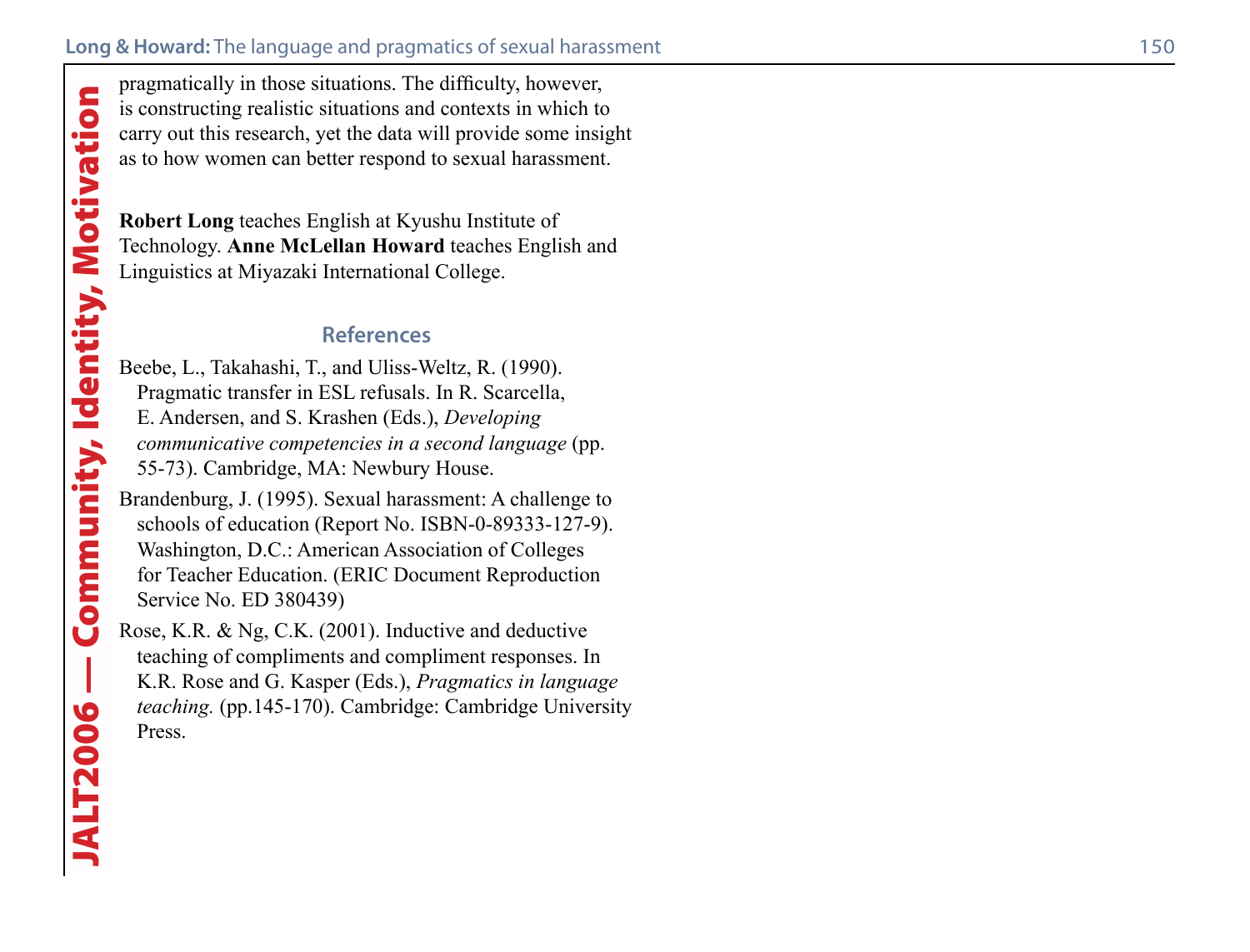pragmatically in those situations. The difficulty, however, is constructing realistic situations and contexts in which to carry out this research, yet the data will provide some insight as to how women can better respond to sexual harassment.

**Robert Long** teaches English at Kyushu Institute of Technology. **Anne McLellan Howard** teaches English and Linguistics at Miyazaki International College.

## References

Beebe, L., Takahashi, T., and Uliss-Weltz, R. (1990). Pragmatic transfer in ESL refusals. In R. Scarcella, E. Andersen, and S. Krashen (Eds.), *Developing communicative competencies in a second language* (pp. 55-73). Cambridge, MA: Newbury House.

Brandenburg, J. (1995). Sexual harassment: A challenge to schools of education (Report No. ISBN-0-89333-127-9). Washington, D.C.: American Association of Colleges for Teacher Education. (ERIC Document Reproduction Service No. ED 380439)

Rose, K.R. & Ng, C.K. (2001). Inductive and deductive teaching of compliments and compliment responses. In K.R. Rose and G. Kasper (Eds.), *Pragmatics in language teaching.* (pp.145-170). Cambridge: Cambridge University Press.